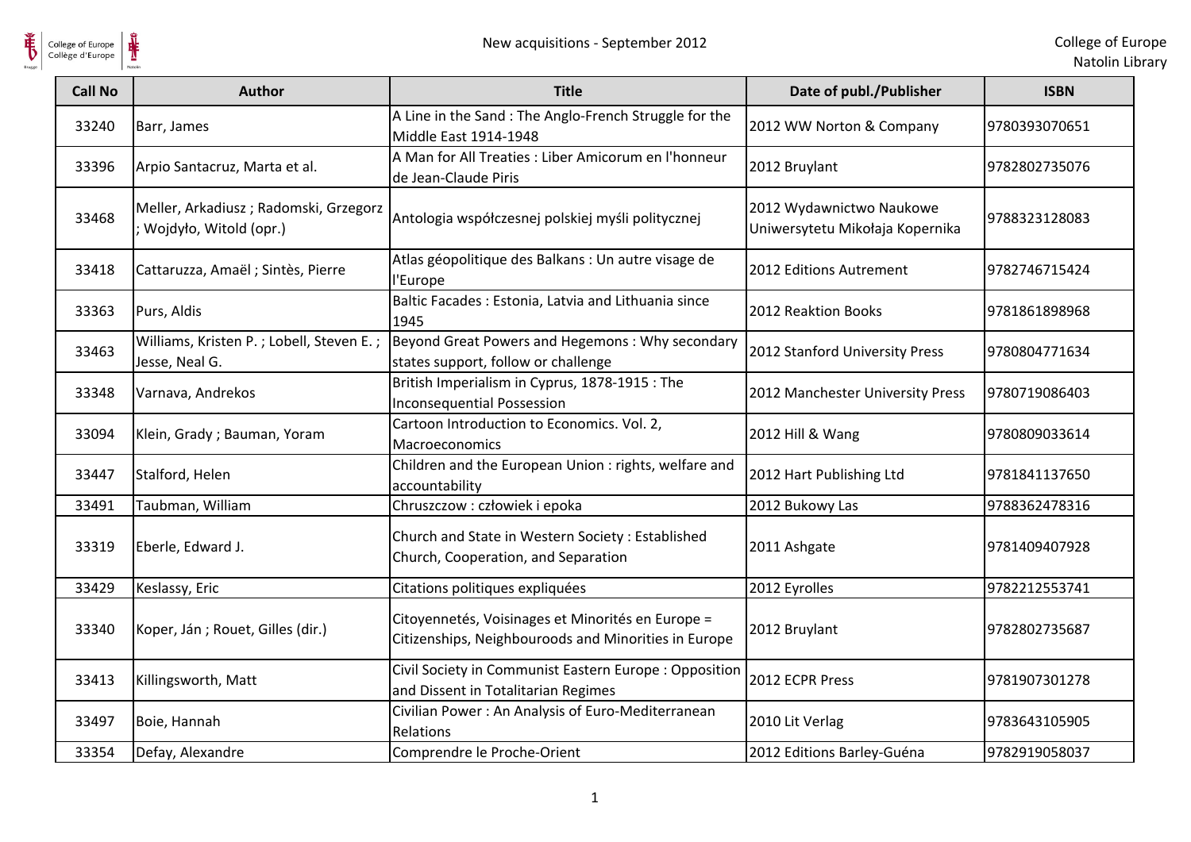| Call No | Author | Title | Date of publ./Publisher | ISBN |
|---|---|---|---|---|
| 33240 | Barr, James | A Line in the Sand : The Anglo-French Struggle for the Middle East 1914-1948 | 2012 WW Norton & Company | 9780393070651 |
| 33396 | Arpio Santacruz, Marta et al. | A Man for All Treaties : Liber Amicorum en l'honneur de Jean-Claude Piris | 2012 Bruylant | 9782802735076 |
| 33468 | Meller, Arkadiusz ; Radomski, Grzegorz ; Wojdyło, Witold (opr.) | Antologia współczesnej polskiej myśli politycznej | 2012 Wydawnictwo Naukowe Uniwersytetu Mikołaja Kopernika | 9788323128083 |
| 33418 | Cattaruzza, Amaël ; Sintès, Pierre | Atlas géopolitique des Balkans : Un autre visage de l'Europe | 2012 Editions Autrement | 9782746715424 |
| 33363 | Purs, Aldis | Baltic Facades : Estonia, Latvia and Lithuania since 1945 | 2012 Reaktion Books | 9781861898968 |
| 33463 | Williams, Kristen P. ; Lobell, Steven E. ; Jesse, Neal G. | Beyond Great Powers and Hegemons : Why secondary states support, follow or challenge | 2012 Stanford University Press | 9780804771634 |
| 33348 | Varnava, Andrekos | British Imperialism in Cyprus, 1878-1915 : The Inconsequential Possession | 2012 Manchester University Press | 9780719086403 |
| 33094 | Klein, Grady ; Bauman, Yoram | Cartoon Introduction to Economics. Vol. 2, Macroeconomics | 2012 Hill & Wang | 9780809033614 |
| 33447 | Stalford, Helen | Children and the European Union : rights, welfare and accountability | 2012 Hart Publishing Ltd | 9781841137650 |
| 33491 | Taubman, William | Chruszczow : człowiek i epoka | 2012 Bukowy Las | 9788362478316 |
| 33319 | Eberle, Edward J. | Church and State in Western Society : Established Church, Cooperation, and Separation | 2011 Ashgate | 9781409407928 |
| 33429 | Keslassy, Eric | Citations politiques expliquées | 2012 Eyrolles | 9782212553741 |
| 33340 | Koper, Ján ; Rouet, Gilles (dir.) | Citoyennetés, Voisinages et Minorités en Europe = Citizenships, Neighbouroods and Minorities in Europe | 2012 Bruylant | 9782802735687 |
| 33413 | Killingsworth, Matt | Civil Society in Communist Eastern Europe : Opposition and Dissent in Totalitarian Regimes | 2012 ECPR Press | 9781907301278 |
| 33497 | Boie, Hannah | Civilian Power : An Analysis of Euro-Mediterranean Relations | 2010 Lit Verlag | 9783643105905 |
| 33354 | Defay, Alexandre | Comprendre le Proche-Orient | 2012 Editions Barley-Guéna | 9782919058037 |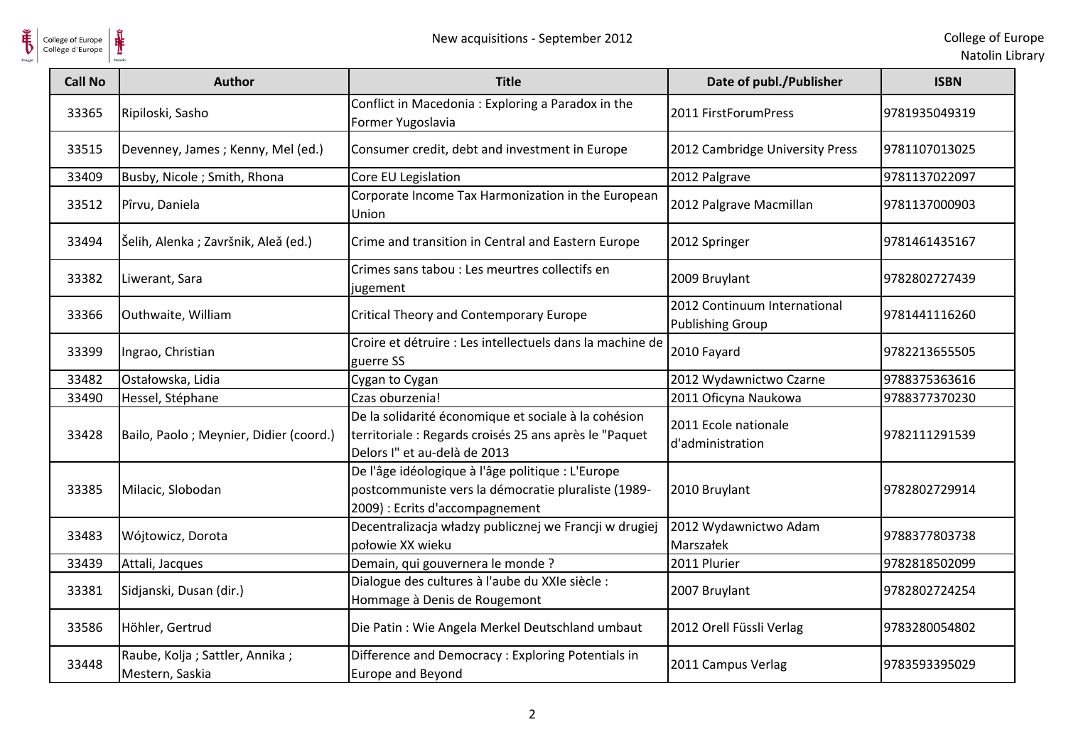| Call No | Author | Title | Date of publ./Publisher | ISBN |
|---|---|---|---|---|
| 33365 | Ripiloski, Sasho | Conflict in Macedonia : Exploring a Paradox in the Former Yugoslavia | 2011 FirstForumPress | 9781935049319 |
| 33515 | Devenney, James ; Kenny, Mel (ed.) | Consumer credit, debt and investment in Europe | 2012 Cambridge University Press | 9781107013025 |
| 33409 | Busby, Nicole ; Smith, Rhona | Core EU Legislation | 2012 Palgrave | 9781137022097 |
| 33512 | Pîrvu, Daniela | Corporate Income Tax Harmonization in the European Union | 2012 Palgrave Macmillan | 9781137000903 |
| 33494 | Šelih, Alenka ; Završnik, Aleš (ed.) | Crime and transition in Central and Eastern Europe | 2012 Springer | 9781461435167 |
| 33382 | Liwerant, Sara | Crimes sans tabou : Les meurtres collectifs en jugement | 2009 Bruylant | 9782802727439 |
| 33366 | Outhwaite, William | Critical Theory and Contemporary Europe | 2012 Continuum International Publishing Group | 9781441116260 |
| 33399 | Ingrao, Christian | Croire et détruire : Les intellectuels dans la machine de guerre SS | 2010 Fayard | 9782213655505 |
| 33482 | Ostałowska, Lidia | Cygan to Cygan | 2012 Wydawnictwo Czarne | 9788375363616 |
| 33490 | Hessel, Stéphane | Czas oburzenia! | 2011 Oficyna Naukowa | 9788377370230 |
| 33428 | Bailo, Paolo ; Meynier, Didier (coord.) | De la solidarité économique et sociale à la cohésion territoriale : Regards croisés 25 ans après le "Paquet Delors I" et au-delà de 2013 | 2011 Ecole nationale d'administration | 9782111291539 |
| 33385 | Milacic, Slobodan | De l'âge idéologique à l'âge politique : L'Europe postcommuniste vers la démocratie pluraliste (1989-2009) : Ecrits d'accompagnement | 2010 Bruylant | 9782802729914 |
| 33483 | Wójtowicz, Dorota | Decentralizacja władzy publicznej we Francji w drugiej połowie XX wieku | 2012 Wydawnictwo Adam Marszałek | 9788377803738 |
| 33439 | Attali, Jacques | Demain, qui gouvernera le monde ? | 2011 Plurier | 9782818502099 |
| 33381 | Sidjanski, Dusan (dir.) | Dialogue des cultures à l'aube du XXIe siècle : Hommage à Denis de Rougemont | 2007 Bruylant | 9782802724254 |
| 33586 | Höhler, Gertrud | Die Patin : Wie Angela Merkel Deutschland umbaut | 2012 Orell Füssli Verlag | 9783280054802 |
| 33448 | Raube, Kolja ; Sattler, Annika ; Mestern, Saskia | Difference and Democracy : Exploring Potentials in Europe and Beyond | 2011 Campus Verlag | 9783593395029 |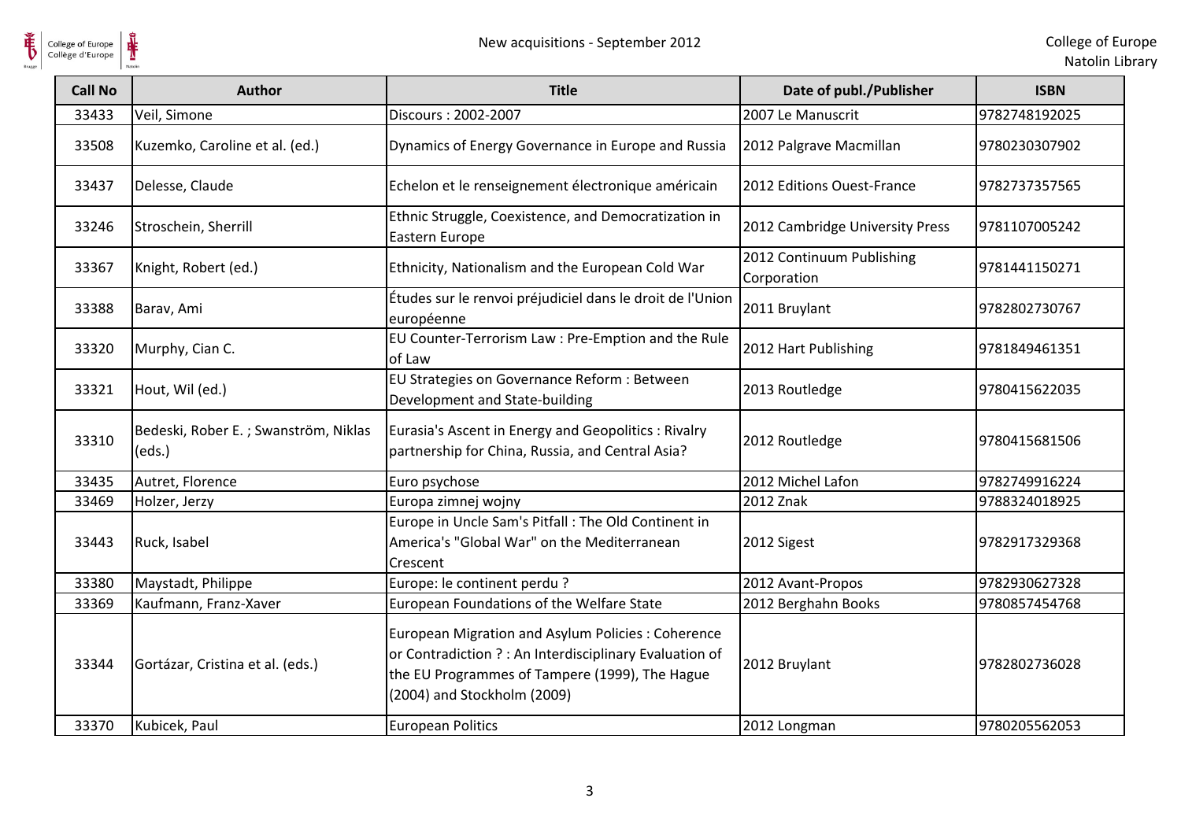| Call No | Author | Title | Date of publ./Publisher | ISBN |
|---|---|---|---|---|
| 33433 | Veil, Simone | Discours : 2002-2007 | 2007 Le Manuscrit | 9782748192025 |
| 33508 | Kuzemko, Caroline et al. (ed.) | Dynamics of Energy Governance in Europe and Russia | 2012 Palgrave Macmillan | 9780230307902 |
| 33437 | Delesse, Claude | Echelon et le renseignement électronique américain | 2012 Editions Ouest-France | 9782737357565 |
| 33246 | Stroschein, Sherrill | Ethnic Struggle, Coexistence, and Democratization in Eastern Europe | 2012 Cambridge University Press | 9781107005242 |
| 33367 | Knight, Robert (ed.) | Ethnicity, Nationalism and the European Cold War | 2012 Continuum Publishing Corporation | 9781441150271 |
| 33388 | Barav, Ami | Études sur le renvoi préjudiciel dans le droit de l'Union européenne | 2011 Bruylant | 9782802730767 |
| 33320 | Murphy, Cian C. | EU Counter-Terrorism Law : Pre-Emption and the Rule of Law | 2012 Hart Publishing | 9781849461351 |
| 33321 | Hout, Wil (ed.) | EU Strategies on Governance Reform : Between Development and State-building | 2013 Routledge | 9780415622035 |
| 33310 | Bedeski, Rober E. ; Swanström, Niklas (eds.) | Eurasia's Ascent in Energy and Geopolitics : Rivalry partnership for China, Russia, and Central Asia? | 2012 Routledge | 9780415681506 |
| 33435 | Autret, Florence | Euro psychose | 2012 Michel Lafon | 9782749916224 |
| 33469 | Holzer, Jerzy | Europa zimnej wojny | 2012 Znak | 9788324018925 |
| 33443 | Ruck, Isabel | Europe in Uncle Sam's Pitfall : The Old Continent in America's "Global War" on the Mediterranean Crescent | 2012 Sigest | 9782917329368 |
| 33380 | Maystadt, Philippe | Europe: le continent perdu ? | 2012 Avant-Propos | 9782930627328 |
| 33369 | Kaufmann, Franz-Xaver | European Foundations of the Welfare State | 2012 Berghahn Books | 9780857454768 |
| 33344 | Gortázar, Cristina et al. (eds.) | European Migration and Asylum Policies : Coherence or Contradiction ? : An Interdisciplinary Evaluation of the EU Programmes of Tampere (1999), The Hague (2004) and Stockholm (2009) | 2012 Bruylant | 9782802736028 |
| 33370 | Kubicek, Paul | European Politics | 2012 Longman | 9780205562053 |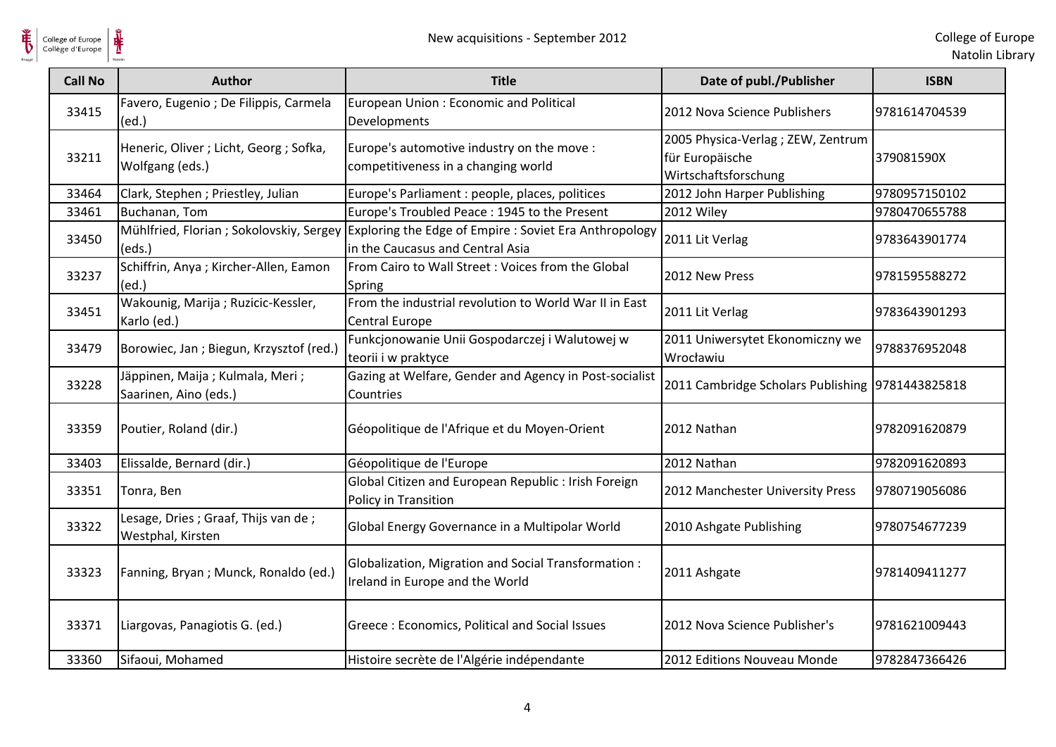| Call No | Author | Title | Date of publ./Publisher | ISBN |
|---|---|---|---|---|
| 33415 | Favero, Eugenio ; De Filippis, Carmela (ed.) | European Union : Economic and Political Developments | 2012 Nova Science Publishers | 9781614704539 |
| 33211 | Heneric, Oliver ; Licht, Georg ; Sofka, Wolfgang (eds.) | Europe's automotive industry on the move : competitiveness in a changing world | 2005 Physica-Verlag ; ZEW, Zentrum für Europäische Wirtschaftsforschung | 379081590X |
| 33464 | Clark, Stephen ; Priestley, Julian | Europe's Parliament : people, places, politices | 2012 John Harper Publishing | 9780957150102 |
| 33461 | Buchanan, Tom | Europe's Troubled Peace : 1945 to the Present | 2012 Wiley | 9780470655788 |
| 33450 | Mühlfried, Florian ; Sokolovskiy, Sergey (eds.) | Exploring the Edge of Empire : Soviet Era Anthropology in the Caucasus and Central Asia | 2011 Lit Verlag | 9783643901774 |
| 33237 | Schiffrin, Anya ; Kircher-Allen, Eamon (ed.) | From Cairo to Wall Street : Voices from the Global Spring | 2012 New Press | 9781595588272 |
| 33451 | Wakounig, Marija ; Ruzicic-Kessler, Karlo (ed.) | From the industrial revolution to World War II in East Central Europe | 2011 Lit Verlag | 9783643901293 |
| 33479 | Borowiec, Jan ; Biegun, Krzysztof (red.) | Funkcjonowanie Unii Gospodarczej i Walutowej w teorii i w praktyce | 2011 Uniwersytet Ekonomiczny we Wrocławiu | 9788376952048 |
| 33228 | Jäppinen, Maija ; Kulmala, Meri ; Saarinen, Aino (eds.) | Gazing at Welfare, Gender and Agency in Post-socialist Countries | 2011 Cambridge Scholars Publishing | 9781443825818 |
| 33359 | Poutier, Roland (dir.) | Géopolitique de l'Afrique et du Moyen-Orient | 2012 Nathan | 9782091620879 |
| 33403 | Elissalde, Bernard (dir.) | Géopolitique de l'Europe | 2012 Nathan | 9782091620893 |
| 33351 | Tonra, Ben | Global Citizen and European Republic : Irish Foreign Policy in Transition | 2012 Manchester University Press | 9780719056086 |
| 33322 | Lesage, Dries ; Graaf, Thijs van de ; Westphal, Kirsten | Global Energy Governance in a Multipolar World | 2010 Ashgate Publishing | 9780754677239 |
| 33323 | Fanning, Bryan ; Munck, Ronaldo (ed.) | Globalization, Migration and Social Transformation : Ireland in Europe and the World | 2011 Ashgate | 9781409411277 |
| 33371 | Liargovas, Panagiotis G. (ed.) | Greece : Economics, Political and Social Issues | 2012 Nova Science Publisher's | 9781621009443 |
| 33360 | Sifaoui, Mohamed | Histoire secrète de l'Algérie indépendante | 2012 Editions Nouveau Monde | 9782847366426 |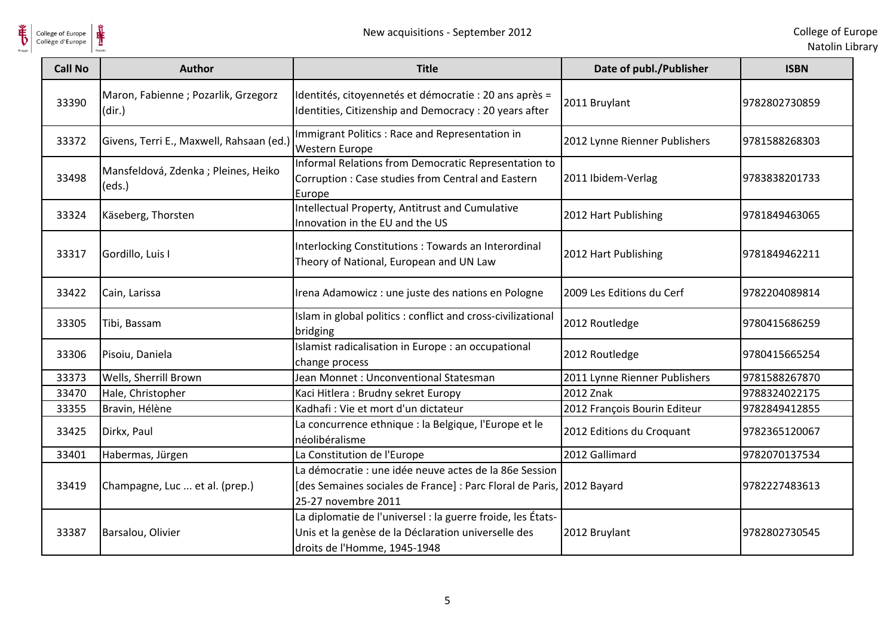| Call No | Author | Title | Date of publ./Publisher | ISBN |
|---|---|---|---|---|
| 33390 | Maron, Fabienne ; Pozarlik, Grzegorz (dir.) | Identités, citoyennetés et démocratie : 20 ans après = Identities, Citizenship and Democracy : 20 years after | 2011 Bruylant | 9782802730859 |
| 33372 | Givens, Terri E., Maxwell, Rahsaan (ed.) | Immigrant Politics : Race and Representation in Western Europe | 2012 Lynne Rienner Publishers | 9781588268303 |
| 33498 | Mansfeldová, Zdenka ; Pleines, Heiko (eds.) | Informal Relations from Democratic Representation to Corruption : Case studies from Central and Eastern Europe | 2011 Ibidem-Verlag | 9783838201733 |
| 33324 | Käseberg, Thorsten | Intellectual Property, Antitrust and Cumulative Innovation in the EU and the US | 2012 Hart Publishing | 9781849463065 |
| 33317 | Gordillo, Luis I | Interlocking Constitutions : Towards an Interordinal Theory of National, European and UN Law | 2012 Hart Publishing | 9781849462211 |
| 33422 | Cain, Larissa | Irena Adamowicz : une juste des nations en Pologne | 2009 Les Editions du Cerf | 9782204089814 |
| 33305 | Tibi, Bassam | Islam in global politics : conflict and cross-civilizational bridging | 2012 Routledge | 9780415686259 |
| 33306 | Pisoiu, Daniela | Islamist radicalisation in Europe : an occupational change process | 2012 Routledge | 9780415665254 |
| 33373 | Wells, Sherrill Brown | Jean Monnet : Unconventional Statesman | 2011 Lynne Rienner Publishers | 9781588267870 |
| 33470 | Hale, Christopher | Kaci Hitlera : Brudny sekret Europy | 2012 Znak | 9788324022175 |
| 33355 | Bravin, Hélène | Kadhafi : Vie et mort d'un dictateur | 2012 François Bourin Editeur | 9782849412855 |
| 33425 | Dirkx, Paul | La concurrence ethnique : la Belgique, l'Europe et le néolibéralisme | 2012 Editions du Croquant | 9782365120067 |
| 33401 | Habermas, Jürgen | La Constitution de l'Europe | 2012 Gallimard | 9782070137534 |
| 33419 | Champagne, Luc ... et al. (prep.) | La démocratie : une idée neuve actes de la 86e Session [des Semaines sociales de France] : Parc Floral de Paris, 25-27 novembre 2011 | 2012 Bayard | 9782227483613 |
| 33387 | Barsalou, Olivier | La diplomatie de l'universel : la guerre froide, les États-Unis et la genèse de la Déclaration universelle des droits de l'Homme, 1945-1948 | 2012 Bruylant | 9782802730545 |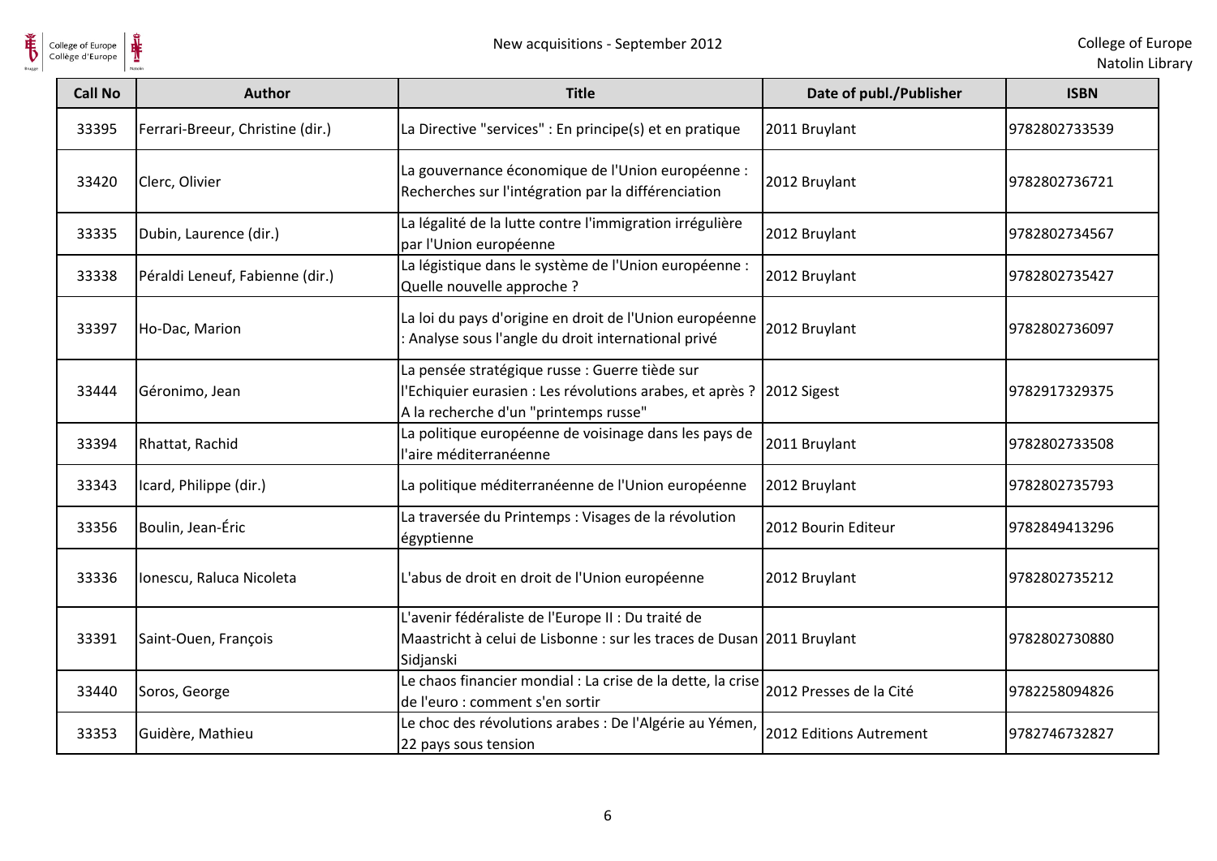| Call No | Author | Title | Date of publ./Publisher | ISBN |
| --- | --- | --- | --- | --- |
| 33395 | Ferrari-Breeur, Christine (dir.) | La Directive "services" : En principe(s) et en pratique | 2011 Bruylant | 9782802733539 |
| 33420 | Clerc, Olivier | La gouvernance économique de l'Union européenne : Recherches sur l'intégration par la différenciation | 2012 Bruylant | 9782802736721 |
| 33335 | Dubin, Laurence (dir.) | La légalité de la lutte contre l'immigration irrégulière par l'Union européenne | 2012 Bruylant | 9782802734567 |
| 33338 | Péraldi Leneuf, Fabienne (dir.) | La légistique dans le système de l'Union européenne : Quelle nouvelle approche ? | 2012 Bruylant | 9782802735427 |
| 33397 | Ho-Dac, Marion | La loi du pays d'origine en droit de l'Union européenne : Analyse sous l'angle du droit international privé | 2012 Bruylant | 9782802736097 |
| 33444 | Géronimo, Jean | La pensée stratégique russe : Guerre tiède sur l'Echiquier eurasien : Les révolutions arabes, et après ? A la recherche d'un "printemps russe" | 2012 Sigest | 9782917329375 |
| 33394 | Rhattat, Rachid | La politique européenne de voisinage dans les pays de l'aire méditerranéenne | 2011 Bruylant | 9782802733508 |
| 33343 | Icard, Philippe (dir.) | La politique méditerranéenne de l'Union européenne | 2012 Bruylant | 9782802735793 |
| 33356 | Boulin, Jean-Éric | La traversée du Printemps : Visages de la révolution égyptienne | 2012 Bourin Editeur | 9782849413296 |
| 33336 | Ionescu, Raluca Nicoleta | L'abus de droit en droit de l'Union européenne | 2012 Bruylant | 9782802735212 |
| 33391 | Saint-Ouen, François | L'avenir fédéraliste de l'Europe II : Du traité de Maastricht à celui de Lisbonne : sur les traces de Dusan Sidjanski | 2011 Bruylant | 9782802730880 |
| 33440 | Soros, George | Le chaos financier mondial : La crise de la dette, la crise de l'euro : comment s'en sortir | 2012 Presses de la Cité | 9782258094826 |
| 33353 | Guidère, Mathieu | Le choc des révolutions arabes : De l'Algérie au Yémen, 22 pays sous tension | 2012 Editions Autrement | 9782746732827 |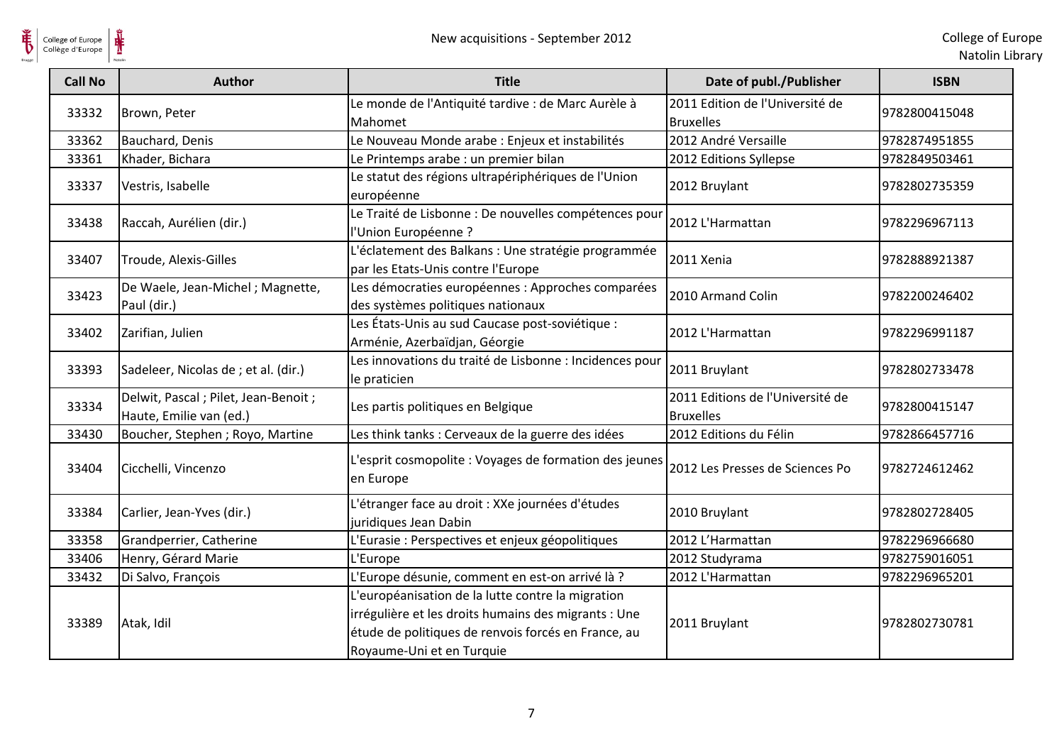| Call No | Author | Title | Date of publ./Publisher | ISBN |
|---|---|---|---|---|
| 33332 | Brown, Peter | Le monde de l'Antiquité tardive : de Marc Aurèle à Mahomet | 2011 Edition de l'Université de Bruxelles | 9782800415048 |
| 33362 | Bauchard, Denis | Le Nouveau Monde arabe : Enjeux et instabilités | 2012 André Versaille | 9782874951855 |
| 33361 | Khader, Bichara | Le Printemps arabe : un premier bilan | 2012 Editions Syllepse | 9782849503461 |
| 33337 | Vestris, Isabelle | Le statut des régions ultrapériphériques de l'Union européenne | 2012 Bruylant | 9782802735359 |
| 33438 | Raccah, Aurélien (dir.) | Le Traité de Lisbonne : De nouvelles compétences pour l'Union Européenne ? | 2012 L'Harmattan | 9782296967113 |
| 33407 | Troude, Alexis-Gilles | L'éclatement des Balkans : Une stratégie programmée par les Etats-Unis contre l'Europe | 2011 Xenia | 9782888921387 |
| 33423 | De Waele, Jean-Michel ; Magnette, Paul (dir.) | Les démocraties européennes : Approches comparées des systèmes politiques nationaux | 2010 Armand Colin | 9782200246402 |
| 33402 | Zarifian, Julien | Les États-Unis au sud Caucase post-soviétique : Arménie, Azerbaïdjan, Géorgie | 2012 L'Harmattan | 9782296991187 |
| 33393 | Sadeleer, Nicolas de ; et al. (dir.) | Les innovations du traité de Lisbonne : Incidences pour le praticien | 2011 Bruylant | 9782802733478 |
| 33334 | Delwit, Pascal ; Pilet, Jean-Benoit ; Haute, Emilie van (ed.) | Les partis politiques en Belgique | 2011 Editions de l'Université de Bruxelles | 9782800415147 |
| 33430 | Boucher, Stephen ; Royo, Martine | Les think tanks : Cerveaux de la guerre des idées | 2012 Editions du Félin | 9782866457716 |
| 33404 | Cicchelli, Vincenzo | L'esprit cosmopolite : Voyages de formation des jeunes en Europe | 2012 Les Presses de Sciences Po | 9782724612462 |
| 33384 | Carlier, Jean-Yves (dir.) | L'étranger face au droit : XXe journées d'études juridiques Jean Dabin | 2010 Bruylant | 9782802728405 |
| 33358 | Grandperrier, Catherine | L'Eurasie : Perspectives et enjeux géopolitiques | 2012 L'Harmattan | 9782296966680 |
| 33406 | Henry, Gérard Marie | L'Europe | 2012 Studyrama | 9782759016051 |
| 33432 | Di Salvo, François | L'Europe désunie, comment en est-on arrivé là ? | 2012 L'Harmattan | 9782296965201 |
| 33389 | Atak, Idil | L'européanisation de la lutte contre la migration irrégulière et les droits humains des migrants : Une étude de politiques de renvois forcés en France, au Royaume-Uni et en Turquie | 2011 Bruylant | 9782802730781 |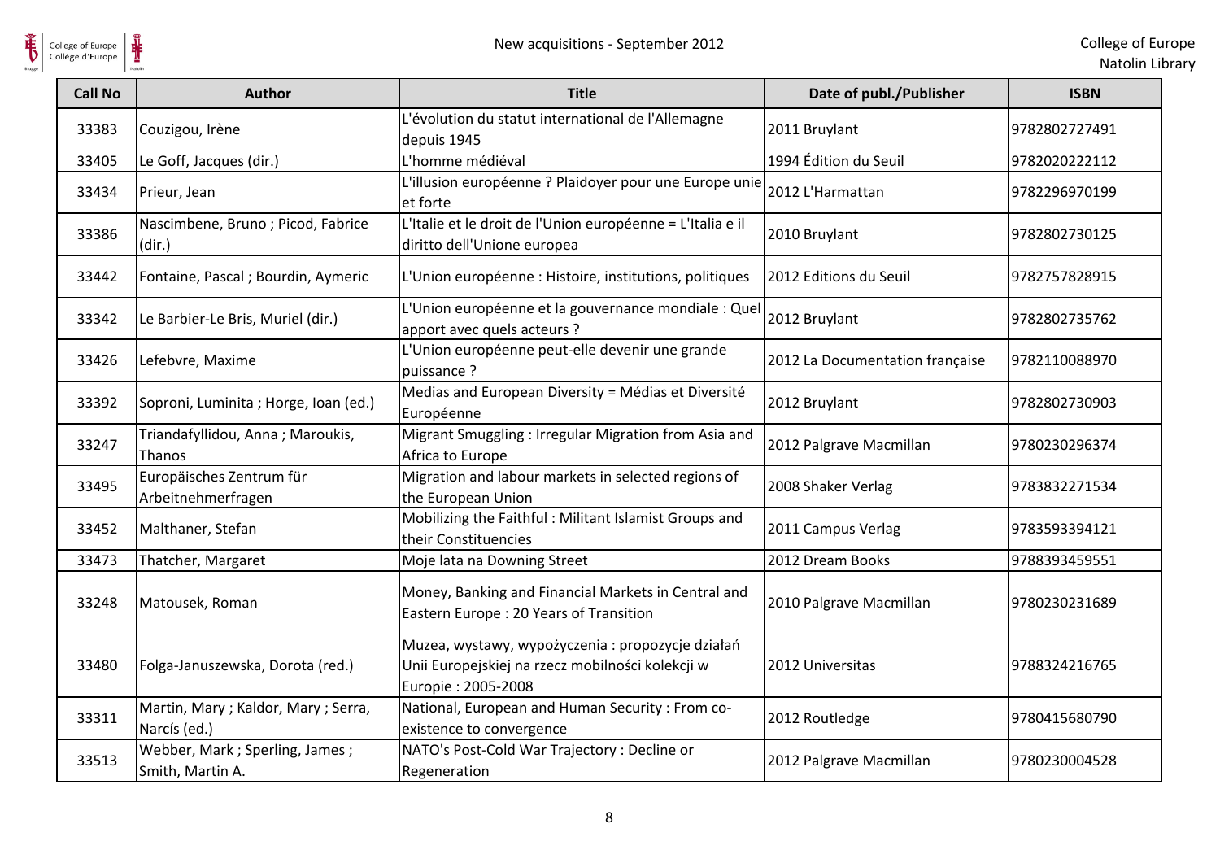| Call No | Author | Title | Date of publ./Publisher | ISBN |
|---|---|---|---|---|
| 33383 | Couzigou, Irène | L'évolution du statut international de l'Allemagne depuis 1945 | 2011 Bruylant | 9782802727491 |
| 33405 | Le Goff, Jacques (dir.) | L'homme médiéval | 1994 Édition du Seuil | 9782020222112 |
| 33434 | Prieur, Jean | L'illusion européenne ? Plaidoyer pour une Europe unie et forte | 2012 L'Harmattan | 9782296970199 |
| 33386 | Nascimbene, Bruno ; Picod, Fabrice (dir.) | L'Italie et le droit de l'Union européenne = L'Italia e il diritto dell'Unione europea | 2010 Bruylant | 9782802730125 |
| 33442 | Fontaine, Pascal ; Bourdin, Aymeric | L'Union européenne : Histoire, institutions, politiques | 2012 Editions du Seuil | 9782757828915 |
| 33342 | Le Barbier-Le Bris, Muriel (dir.) | L'Union européenne et la gouvernance mondiale : Quel apport avec quels acteurs ? | 2012 Bruylant | 9782802735762 |
| 33426 | Lefebvre, Maxime | L'Union européenne peut-elle devenir une grande puissance ? | 2012 La Documentation française | 9782110088970 |
| 33392 | Soproni, Luminita ; Horge, Ioan (ed.) | Medias and European Diversity = Médias et Diversité Européenne | 2012 Bruylant | 9782802730903 |
| 33247 | Triandafyllidou, Anna ; Maroukis, Thanos | Migrant Smuggling : Irregular Migration from Asia and Africa to Europe | 2012 Palgrave Macmillan | 9780230296374 |
| 33495 | Europäisches Zentrum für Arbeitnehmerfragen | Migration and labour markets in selected regions of the European Union | 2008 Shaker Verlag | 9783832271534 |
| 33452 | Malthaner, Stefan | Mobilizing the Faithful : Militant Islamist Groups and their Constituencies | 2011 Campus Verlag | 9783593394121 |
| 33473 | Thatcher, Margaret | Moje lata na Downing Street | 2012 Dream Books | 9788393459551 |
| 33248 | Matousek, Roman | Money, Banking and Financial Markets in Central and Eastern Europe : 20 Years of Transition | 2010 Palgrave Macmillan | 9780230231689 |
| 33480 | Folga-Januszewska, Dorota (red.) | Muzea, wystawy, wypożyczenia : propozycje działań Unii Europejskiej na rzecz mobilności kolekcji w Europie : 2005-2008 | 2012 Universitas | 9788324216765 |
| 33311 | Martin, Mary ; Kaldor, Mary ; Serra, Narcís (ed.) | National, European and Human Security : From co-existence to convergence | 2012 Routledge | 9780415680790 |
| 33513 | Webber, Mark ; Sperling, James ; Smith, Martin A. | NATO's Post-Cold War Trajectory : Decline or Regeneration | 2012 Palgrave Macmillan | 9780230004528 |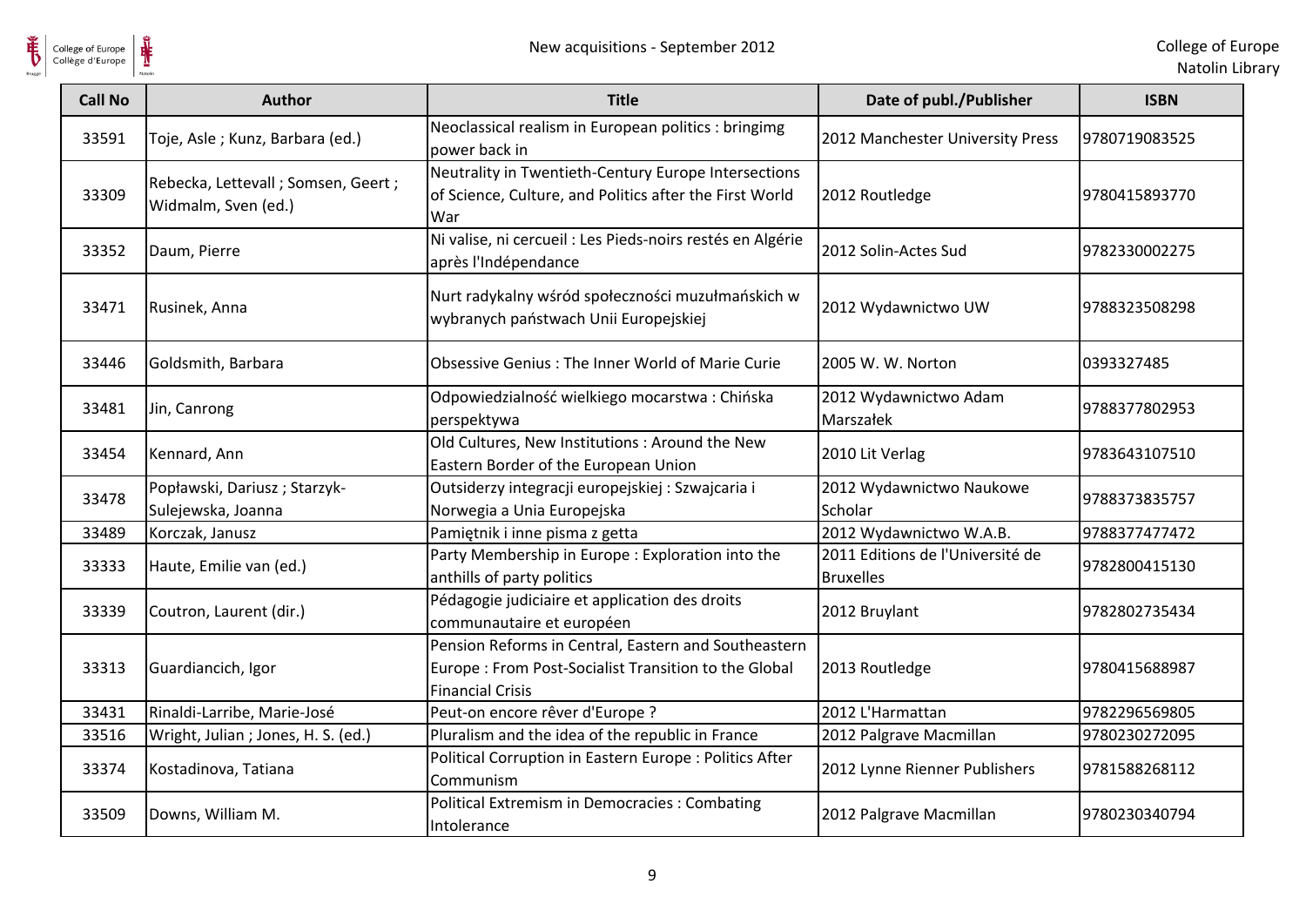| Call No | Author | Title | Date of publ./Publisher | ISBN |
|---|---|---|---|---|
| 33591 | Toje, Asle ; Kunz, Barbara (ed.) | Neoclassical realism in European politics : bringimg power back in | 2012 Manchester University Press | 9780719083525 |
| 33309 | Rebecka, Lettevall ; Somsen, Geert ; Widmalm, Sven (ed.) | Neutrality in Twentieth-Century Europe Intersections of Science, Culture, and Politics after the First World War | 2012 Routledge | 9780415893770 |
| 33352 | Daum, Pierre | Ni valise, ni cercueil : Les Pieds-noirs restés en Algérie après l'Indépendance | 2012 Solin-Actes Sud | 9782330002275 |
| 33471 | Rusinek, Anna | Nurt radykalny wśród społeczności muzułmańskich w wybranych państwach Unii Europejskiej | 2012 Wydawnictwo UW | 9788323508298 |
| 33446 | Goldsmith, Barbara | Obsessive Genius : The Inner World of Marie Curie | 2005 W. W. Norton | 0393327485 |
| 33481 | Jin, Canrong | Odpowiedzialność wielkiego mocarstwa : Chińska perspektywa | 2012 Wydawnictwo Adam Marszałek | 9788377802953 |
| 33454 | Kennard, Ann | Old Cultures, New Institutions : Around the New Eastern Border of the European Union | 2010 Lit Verlag | 9783643107510 |
| 33478 | Popławski, Dariusz ; Starzyk-Sulejewska, Joanna | Outsiderzy integracji europejskiej : Szwajcaria i Norwegia a Unia Europejska | 2012 Wydawnictwo Naukowe Scholar | 9788373835757 |
| 33489 | Korczak, Janusz | Pamiętnik i inne pisma z getta | 2012 Wydawnictwo W.A.B. | 9788377477472 |
| 33333 | Haute, Emilie van (ed.) | Party Membership in Europe : Exploration into the anthills of party politics | 2011 Editions de l'Université de Bruxelles | 9782800415130 |
| 33339 | Coutron, Laurent (dir.) | Pédagogie judiciaire et application des droits communautaire et européen | 2012 Bruylant | 9782802735434 |
| 33313 | Guardiancich, Igor | Pension Reforms in Central, Eastern and Southeastern Europe : From Post-Socialist Transition to the Global Financial Crisis | 2013 Routledge | 9780415688987 |
| 33431 | Rinaldi-Larribe, Marie-José | Peut-on encore rêver d'Europe ? | 2012 L'Harmattan | 9782296569805 |
| 33516 | Wright, Julian ; Jones, H. S. (ed.) | Pluralism and the idea of the republic in France | 2012 Palgrave Macmillan | 9780230272095 |
| 33374 | Kostadinova, Tatiana | Political Corruption in Eastern Europe : Politics After Communism | 2012 Lynne Rienner Publishers | 9781588268112 |
| 33509 | Downs, William M. | Political Extremism in Democracies : Combating Intolerance | 2012 Palgrave Macmillan | 9780230340794 |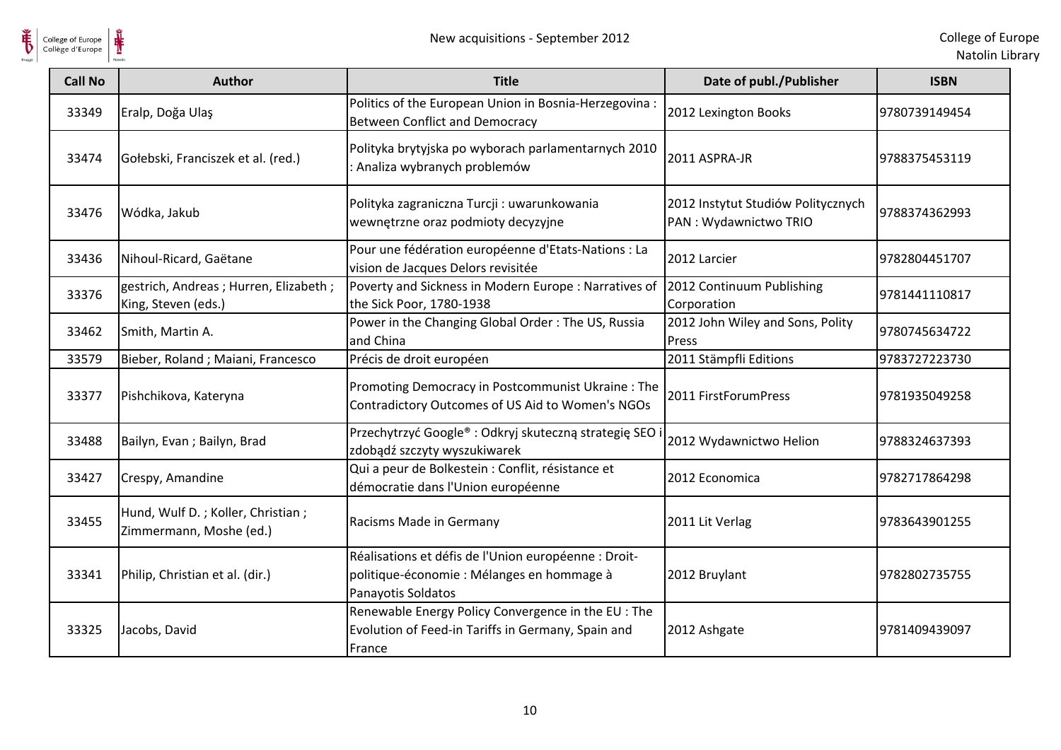| Call No | Author | Title | Date of publ./Publisher | ISBN |
|---|---|---|---|---|
| 33349 | Eralp, Doğa Ulaş | Politics of the European Union in Bosnia-Herzegovina : Between Conflict and Democracy | 2012 Lexington Books | 9780739149454 |
| 33474 | Gołebski, Franciszek et al. (red.) | Polityka brytyjska po wyborach parlamentarnych 2010 : Analiza wybranych problemów | 2011 ASPRA-JR | 9788375453119 |
| 33476 | Wódka, Jakub | Polityka zagraniczna Turcji : uwarunkowania wewnętrzne oraz podmioty decyzyjne | 2012 Instytut Studiów Politycznych PAN : Wydawnictwo TRIO | 9788374362993 |
| 33436 | Nihoul-Ricard, Gaëtane | Pour une fédération européenne d'Etats-Nations : La vision de Jacques Delors revisitée | 2012 Larcier | 9782804451707 |
| 33376 | gestrich, Andreas ; Hurren, Elizabeth ; King, Steven (eds.) | Poverty and Sickness in Modern Europe : Narratives of the Sick Poor, 1780-1938 | 2012 Continuum Publishing Corporation | 9781441110817 |
| 33462 | Smith, Martin A. | Power in the Changing Global Order : The US, Russia and China | 2012 John Wiley and Sons, Polity Press | 9780745634722 |
| 33579 | Bieber, Roland ; Maiani, Francesco | Précis de droit européen | 2011 Stämpfli Editions | 9783727223730 |
| 33377 | Pishchikova, Kateryna | Promoting Democracy in Postcommunist Ukraine : The Contradictory Outcomes of US Aid to Women's NGOs | 2011 FirstForumPress | 9781935049258 |
| 33488 | Bailyn, Evan ; Bailyn, Brad | Przechytrzyć Google® : Odkryj skuteczną strategię SEO i zdobądź szczyty wyszukiwarek | 2012 Wydawnictwo Helion | 9788324637393 |
| 33427 | Crespy, Amandine | Qui a peur de Bolkestein : Conflit, résistance et démocratie dans l'Union européenne | 2012 Economica | 9782717864298 |
| 33455 | Hund, Wulf D. ; Koller, Christian ; Zimmermann, Moshe (ed.) | Racisms Made in Germany | 2011 Lit Verlag | 9783643901255 |
| 33341 | Philip, Christian et al. (dir.) | Réalisations et défis de l'Union européenne : Droit-politique-économie : Mélanges en hommage à Panayotis Soldatos | 2012 Bruylant | 9782802735755 |
| 33325 | Jacobs, David | Renewable Energy Policy Convergence in the EU : The Evolution of Feed-in Tariffs in Germany, Spain and France | 2012 Ashgate | 9781409439097 |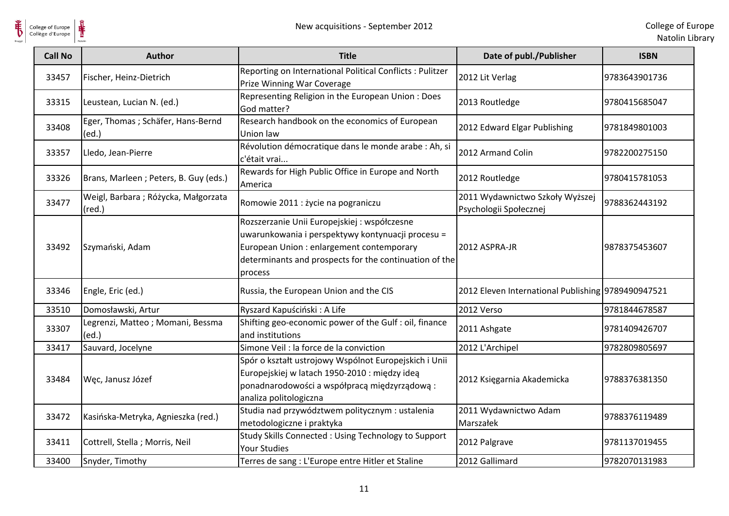| Call No | Author | Title | Date of publ./Publisher | ISBN |
|---|---|---|---|---|
| 33457 | Fischer, Heinz-Dietrich | Reporting on International Political Conflicts : Pulitzer Prize Winning War Coverage | 2012 Lit Verlag | 9783643901736 |
| 33315 | Leustean, Lucian N. (ed.) | Representing Religion in the European Union : Does God matter? | 2013 Routledge | 9780415685047 |
| 33408 | Eger, Thomas ; Schäfer, Hans-Bernd (ed.) | Research handbook on the economics of European Union law | 2012 Edward Elgar Publishing | 9781849801003 |
| 33357 | Lledo, Jean-Pierre | Révolution démocratique dans le monde arabe : Ah, si c'était vrai... | 2012 Armand Colin | 9782200275150 |
| 33326 | Brans, Marleen ; Peters, B. Guy (eds.) | Rewards for High Public Office in Europe and North America | 2012 Routledge | 9780415781053 |
| 33477 | Weigl, Barbara ; Różycka, Małgorzata (red.) | Romowie 2011 : życie na pograniczu | 2011 Wydawnictwo Szkoły Wyższej Psychologii Społecznej | 9788362443192 |
| 33492 | Szymański, Adam | Rozszerzanie Unii Europejskiej : współczesne uwarunkowania i perspektywy kontynuacji procesu = European Union : enlargement contemporary determinants and prospects for the continuation of the process | 2012 ASPRA-JR | 9878375453607 |
| 33346 | Engle, Eric (ed.) | Russia, the European Union and the CIS | 2012 Eleven International Publishing | 9789490947521 |
| 33510 | Domosławski, Artur | Ryszard Kapuściński : A Life | 2012 Verso | 9781844678587 |
| 33307 | Legrenzi, Matteo ; Momani, Bessma (ed.) | Shifting geo-economic power of the Gulf : oil, finance and institutions | 2011 Ashgate | 9781409426707 |
| 33417 | Sauvard, Jocelyne | Simone Veil : la force de la conviction | 2012 L'Archipel | 9782809805697 |
| 33484 | Węc, Janusz Józef | Spór o kształt ustrojowy Wspólnot Europejskich i Unii Europejskiej w latach 1950-2010 : między ideą ponadnarodowości a współpracą międzyrządową : analiza politologiczna | 2012 Księgarnia Akademicka | 9788376381350 |
| 33472 | Kasińska-Metryka, Agnieszka (red.) | Studia nad przywództwem politycznym : ustalenia metodologiczne i praktyka | 2011 Wydawnictwo Adam Marszałek | 9788376119489 |
| 33411 | Cottrell, Stella ; Morris, Neil | Study Skills Connected : Using Technology to Support Your Studies | 2012 Palgrave | 9781137019455 |
| 33400 | Snyder, Timothy | Terres de sang : L'Europe entre Hitler et Staline | 2012 Gallimard | 9782070131983 |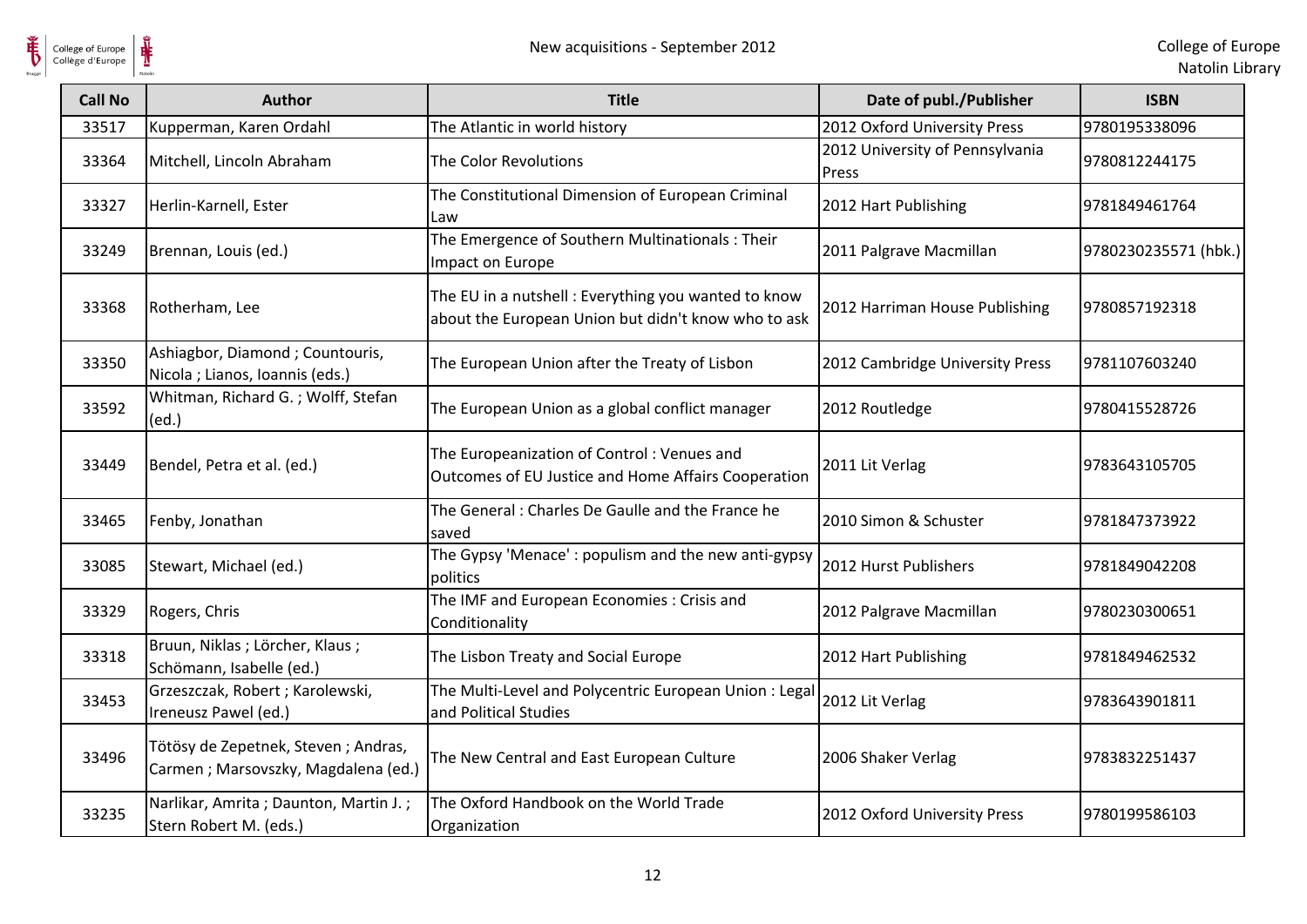| Call No | Author | Title | Date of publ./Publisher | ISBN |
|---|---|---|---|---|
| 33517 | Kupperman, Karen Ordahl | The Atlantic in world history | 2012 Oxford University Press | 9780195338096 |
| 33364 | Mitchell, Lincoln Abraham | The Color Revolutions | 2012 University of Pennsylvania Press | 9780812244175 |
| 33327 | Herlin-Karnell, Ester | The Constitutional Dimension of European Criminal Law | 2012 Hart Publishing | 9781849461764 |
| 33249 | Brennan, Louis (ed.) | The Emergence of Southern Multinationals : Their Impact on Europe | 2011 Palgrave Macmillan | 9780230235571 (hbk.) |
| 33368 | Rotherham, Lee | The EU in a nutshell : Everything you wanted to know about the European Union but didn't know who to ask | 2012 Harriman House Publishing | 9780857192318 |
| 33350 | Ashiagbor, Diamond ; Countouris, Nicola ; Lianos, Ioannis (eds.) | The European Union after the Treaty of Lisbon | 2012 Cambridge University Press | 9781107603240 |
| 33592 | Whitman, Richard G. ; Wolff, Stefan (ed.) | The European Union as a global conflict manager | 2012 Routledge | 9780415528726 |
| 33449 | Bendel, Petra et al. (ed.) | The Europeanization of Control : Venues and Outcomes of EU Justice and Home Affairs Cooperation | 2011 Lit Verlag | 9783643105705 |
| 33465 | Fenby, Jonathan | The General : Charles De Gaulle and the France he saved | 2010 Simon & Schuster | 9781847373922 |
| 33085 | Stewart, Michael (ed.) | The Gypsy 'Menace' : populism and the new anti-gypsy politics | 2012 Hurst Publishers | 9781849042208 |
| 33329 | Rogers, Chris | The IMF and European Economies : Crisis and Conditionality | 2012 Palgrave Macmillan | 9780230300651 |
| 33318 | Bruun, Niklas ; Lörcher, Klaus ; Schömann, Isabelle (ed.) | The Lisbon Treaty and Social Europe | 2012 Hart Publishing | 9781849462532 |
| 33453 | Grzeszczak, Robert ; Karolewski, Ireneusz Pawel (ed.) | The Multi-Level and Polycentric European Union : Legal and Political Studies | 2012 Lit Verlag | 9783643901811 |
| 33496 | Tötösy de Zepetnek, Steven ; Andras, Carmen ; Marsovszky, Magdalena (ed.) | The New Central and East European Culture | 2006 Shaker Verlag | 9783832251437 |
| 33235 | Narlikar, Amrita ; Daunton, Martin J. ; Stern Robert M. (eds.) | The Oxford Handbook on the World Trade Organization | 2012 Oxford University Press | 9780199586103 |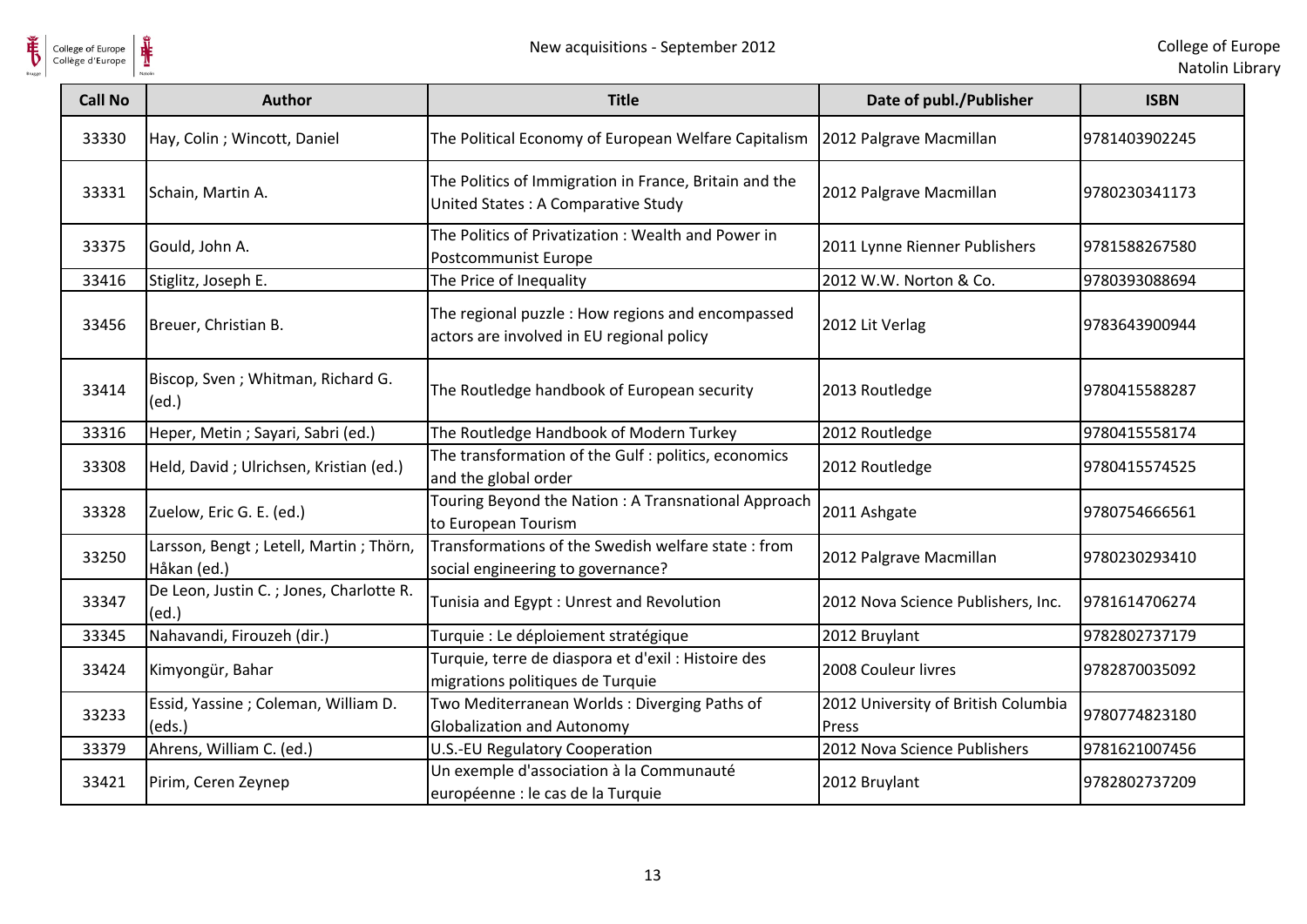| Call No | Author | Title | Date of publ./Publisher | ISBN |
|---|---|---|---|---|
| 33330 | Hay, Colin ; Wincott, Daniel | The Political Economy of European Welfare Capitalism | 2012 Palgrave Macmillan | 9781403902245 |
| 33331 | Schain, Martin A. | The Politics of Immigration in France, Britain and the United States : A Comparative Study | 2012 Palgrave Macmillan | 9780230341173 |
| 33375 | Gould, John A. | The Politics of Privatization : Wealth and Power in Postcommunist Europe | 2011 Lynne Rienner Publishers | 9781588267580 |
| 33416 | Stiglitz, Joseph E. | The Price of Inequality | 2012 W.W. Norton & Co. | 9780393088694 |
| 33456 | Breuer, Christian B. | The regional puzzle : How regions and encompassed actors are involved in EU regional policy | 2012 Lit Verlag | 9783643900944 |
| 33414 | Biscop, Sven ; Whitman, Richard G. (ed.) | The Routledge handbook of European security | 2013 Routledge | 9780415588287 |
| 33316 | Heper, Metin ; Sayari, Sabri (ed.) | The Routledge Handbook of Modern Turkey | 2012 Routledge | 9780415558174 |
| 33308 | Held, David ; Ulrichsen, Kristian (ed.) | The transformation of the Gulf : politics, economics and the global order | 2012 Routledge | 9780415574525 |
| 33328 | Zuelow, Eric G. E. (ed.) | Touring Beyond the Nation : A Transnational Approach to European Tourism | 2011 Ashgate | 9780754666561 |
| 33250 | Larsson, Bengt ; Letell, Martin ; Thörn, Håkan (ed.) | Transformations of the Swedish welfare state : from social engineering to governance? | 2012 Palgrave Macmillan | 9780230293410 |
| 33347 | De Leon, Justin C. ; Jones, Charlotte R. (ed.) | Tunisia and Egypt : Unrest and Revolution | 2012 Nova Science Publishers, Inc. | 9781614706274 |
| 33345 | Nahavandi, Firouzeh (dir.) | Turquie : Le déploiement stratégique | 2012 Bruylant | 9782802737179 |
| 33424 | Kimyongür, Bahar | Turquie, terre de diaspora et d'exil : Histoire des migrations politiques de Turquie | 2008 Couleur livres | 9782870035092 |
| 33233 | Essid, Yassine ; Coleman, William D. (eds.) | Two Mediterranean Worlds : Diverging Paths of Globalization and Autonomy | 2012 University of British Columbia Press | 9780774823180 |
| 33379 | Ahrens, William C. (ed.) | U.S.-EU Regulatory Cooperation | 2012 Nova Science Publishers | 9781621007456 |
| 33421 | Pirim, Ceren Zeynep | Un exemple d'association à la Communauté européenne : le cas de la Turquie | 2012 Bruylant | 9782802737209 |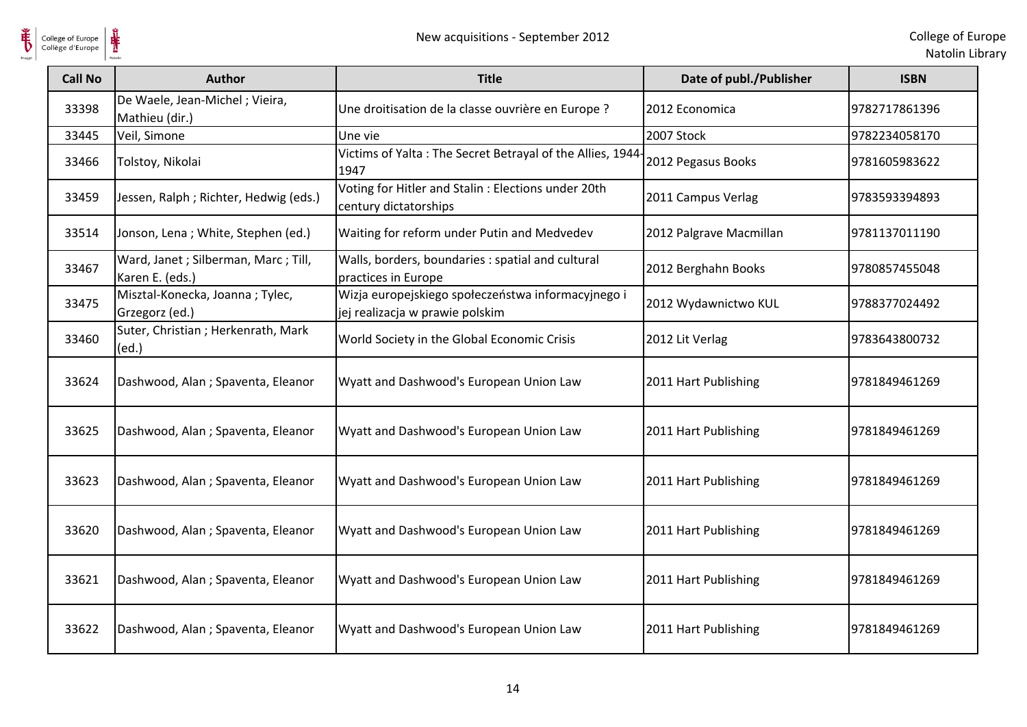| Call No | Author | Title | Date of publ./Publisher | ISBN |
|---|---|---|---|---|
| 33398 | De Waele, Jean-Michel ; Vieira, Mathieu (dir.) | Une droitisation de la classe ouvrière en Europe ? | 2012 Economica | 9782717861396 |
| 33445 | Veil, Simone | Une vie | 2007 Stock | 9782234058170 |
| 33466 | Tolstoy, Nikolai | Victims of Yalta : The Secret Betrayal of the Allies, 1944-1947 | 2012 Pegasus Books | 9781605983622 |
| 33459 | Jessen, Ralph ; Richter, Hedwig (eds.) | Voting for Hitler and Stalin : Elections under 20th century dictatorships | 2011 Campus Verlag | 9783593394893 |
| 33514 | Jonson, Lena ; White, Stephen (ed.) | Waiting for reform under Putin and Medvedev | 2012 Palgrave Macmillan | 9781137011190 |
| 33467 | Ward, Janet ; Silberman, Marc ; Till, Karen E. (eds.) | Walls, borders, boundaries : spatial and cultural practices in Europe | 2012 Berghahn Books | 9780857455048 |
| 33475 | Misztal-Konecka, Joanna ; Tylec, Grzegorz (ed.) | Wizja europejskiego społeczeństwa informacyjnego i jej realizacja w prawie polskim | 2012 Wydawnictwo KUL | 9788377024492 |
| 33460 | Suter, Christian ; Herkenrath, Mark (ed.) | World Society in the Global Economic Crisis | 2012 Lit Verlag | 9783643800732 |
| 33624 | Dashwood, Alan ; Spaventa, Eleanor | Wyatt and Dashwood's European Union Law | 2011 Hart Publishing | 9781849461269 |
| 33625 | Dashwood, Alan ; Spaventa, Eleanor | Wyatt and Dashwood's European Union Law | 2011 Hart Publishing | 9781849461269 |
| 33623 | Dashwood, Alan ; Spaventa, Eleanor | Wyatt and Dashwood's European Union Law | 2011 Hart Publishing | 9781849461269 |
| 33620 | Dashwood, Alan ; Spaventa, Eleanor | Wyatt and Dashwood's European Union Law | 2011 Hart Publishing | 9781849461269 |
| 33621 | Dashwood, Alan ; Spaventa, Eleanor | Wyatt and Dashwood's European Union Law | 2011 Hart Publishing | 9781849461269 |
| 33622 | Dashwood, Alan ; Spaventa, Eleanor | Wyatt and Dashwood's European Union Law | 2011 Hart Publishing | 9781849461269 |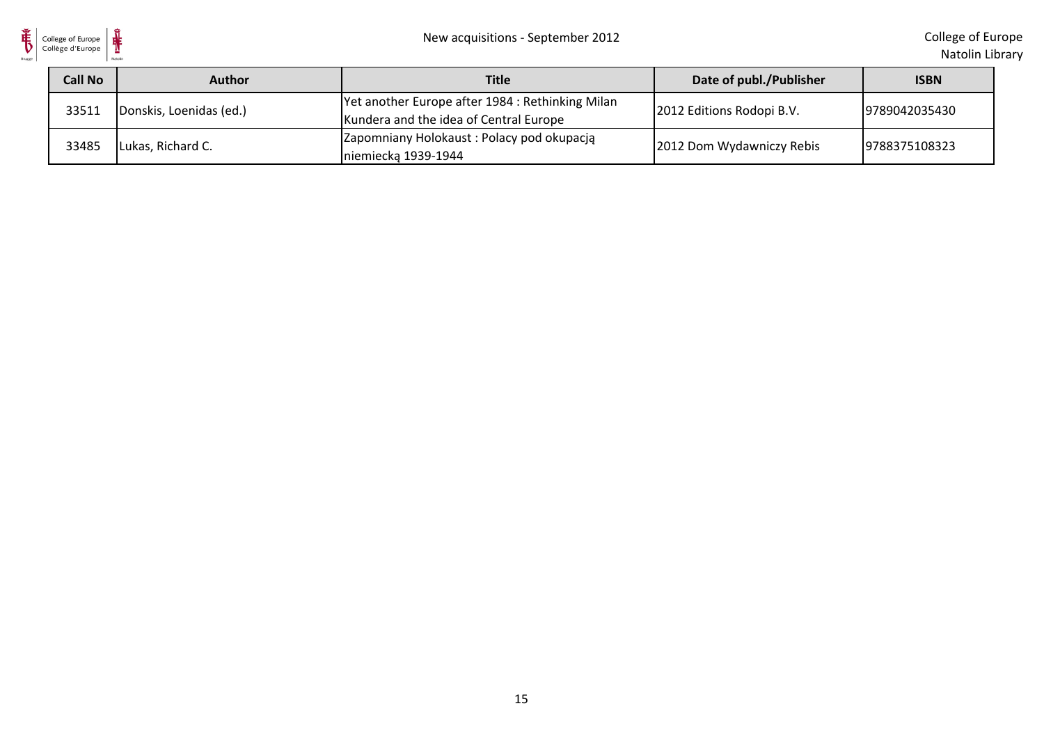| Call No | Author | Title | Date of publ./Publisher | ISBN |
|---|---|---|---|---|
| 33511 | Donskis, Loenidas (ed.) | Yet another Europe after 1984 : Rethinking Milan Kundera and the idea of Central Europe | 2012 Editions Rodopi B.V. | 9789042035430 |
| 33485 | Lukas, Richard C. | Zapomniany Holokaust : Polacy pod okupacją niemiecką 1939-1944 | 2012 Dom Wydawniczy Rebis | 9788375108323 |